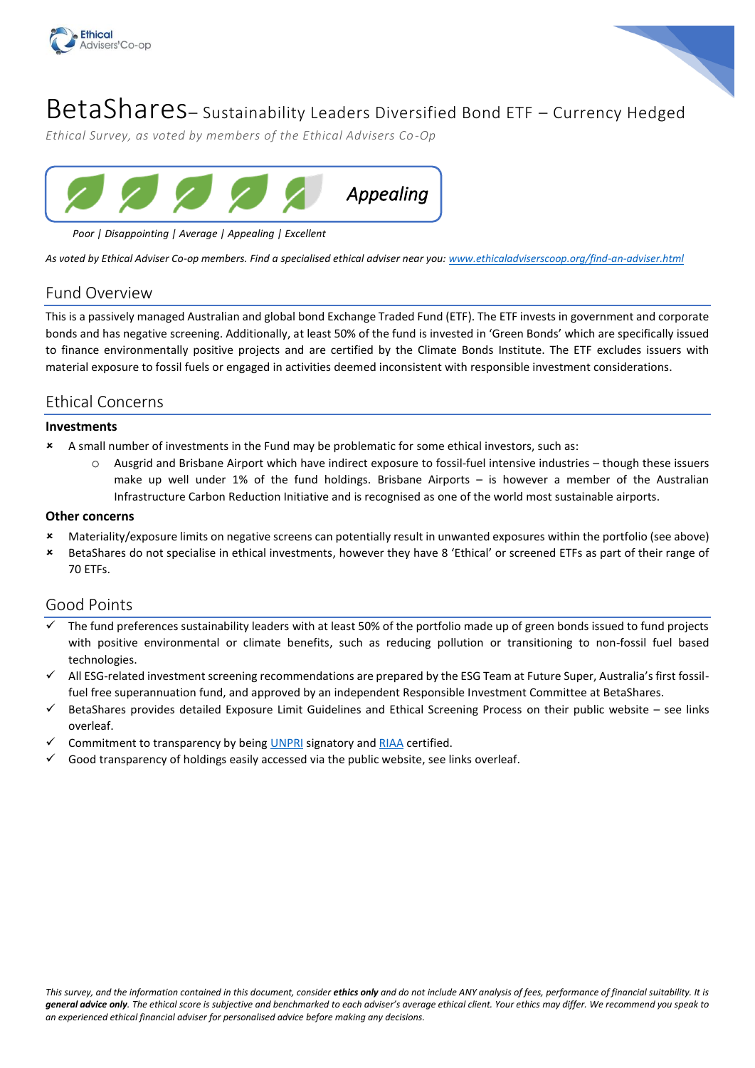# BetaShares– Sustainability Leaders Diversified Bond ETF – Currency Hedged

*Ethical Survey, as voted by members of the Ethical Advisers Co-Op*

***Appealing***

*Poor | Disappointing | Average | Appealing | Excellent*

*As voted by Ethical Adviser Co-op members. Find a specialised ethical adviser near you: www.ethicaladviserscoop.org/find-an-adviser.html*

## Fund Overview

This is a passively managed Australian and global bond Exchange Traded Fund (ETF). The ETF invests in government and corporate bonds and has negative screening. Additionally, at least 50% of the fund is invested in 'Green Bonds' which are specifically issued to finance environmentally positive projects and are certified by the Climate Bonds Institute. The ETF excludes issuers with material exposure to fossil fuels or engaged in activities deemed inconsistent with responsible investment considerations.

## Ethical Concerns

### Investments

- ✗ A small number of investments in the Fund may be problematic for some ethical investors, such as:
  - Ausgrid and Brisbane Airport which have indirect exposure to fossil-fuel intensive industries – though these issuers make up well under 1% of the fund holdings. Brisbane Airports – is however a member of the Australian Infrastructure Carbon Reduction Initiative and is recognised as one of the world most sustainable airports.

### Other concerns

- ✗ Materiality/exposure limits on negative screens can potentially result in unwanted exposures within the portfolio (see above)
- ✗ BetaShares do not specialise in ethical investments, however they have 8 'Ethical' or screened ETFs as part of their range of 70 ETFs.

## Good Points

- ✓ The fund preferences sustainability leaders with at least 50% of the portfolio made up of green bonds issued to fund projects with positive environmental or climate benefits, such as reducing pollution or transitioning to non-fossil fuel based technologies.
- ✓ All ESG-related investment screening recommendations are prepared by the ESG Team at Future Super, Australia's first fossil-fuel free superannuation fund, and approved by an independent Responsible Investment Committee at BetaShares.
- ✓ BetaShares provides detailed Exposure Limit Guidelines and Ethical Screening Process on their public website – see links overleaf.
- ✓ Commitment to transparency by being UNPRI signatory and RIAA certified.
- ✓ Good transparency of holdings easily accessed via the public website, see links overleaf.

*This survey, and the information contained in this document, consider **ethics only** and do not include ANY analysis of fees, performance of financial suitability. It is **general advice only**. The ethical score is subjective and benchmarked to each adviser's average ethical client. Your ethics may differ. We recommend you speak to an experienced ethical financial adviser for personalised advice before making any decisions.*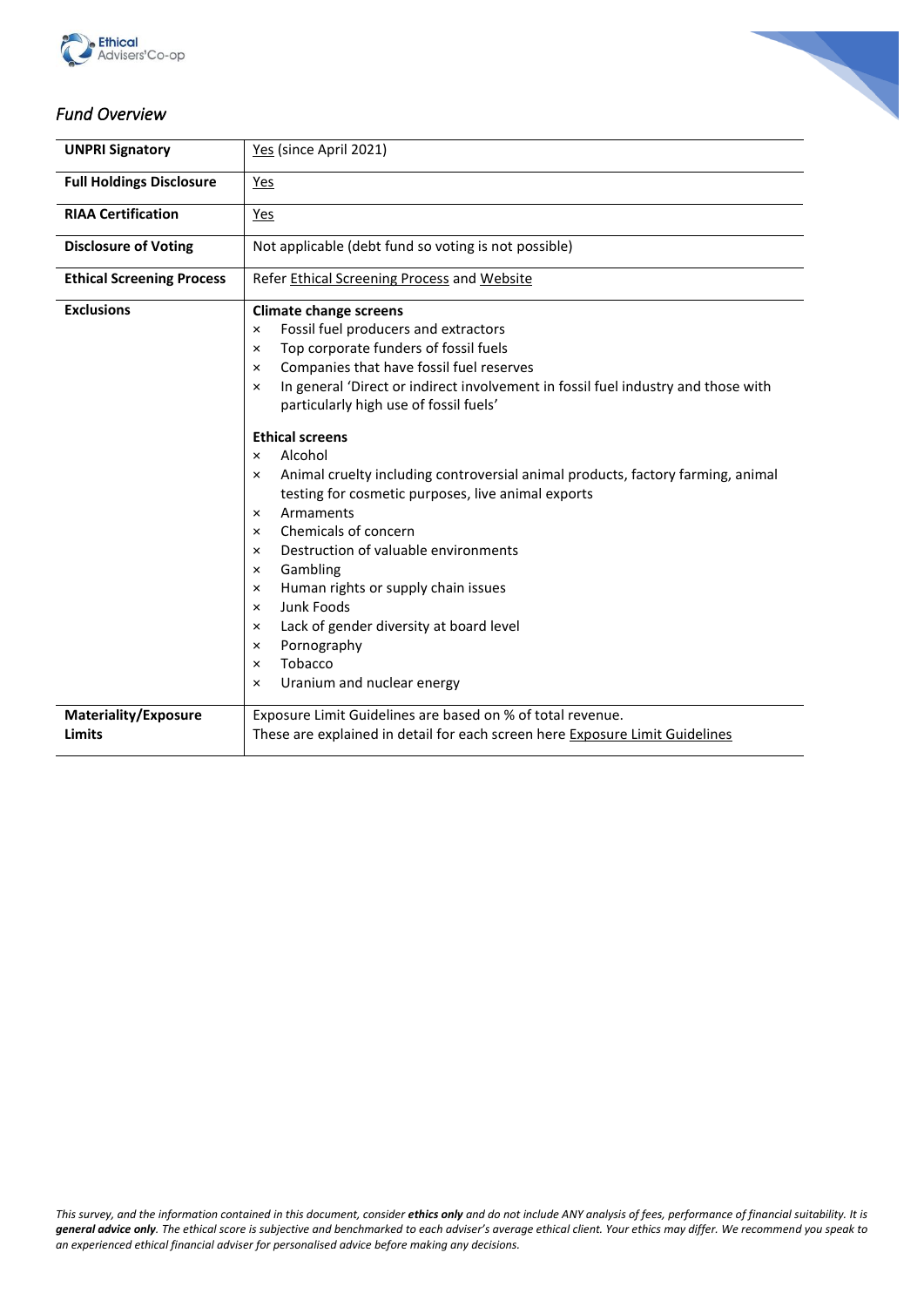*Fund Overview*

| | |
|---|---|
| **UNPRI Signatory** | Yes (since April 2021) |
| **Full Holdings Disclosure** | Yes |
| **RIAA Certification** | Yes |
| **Disclosure of Voting** | Not applicable (debt fund so voting is not possible) |
| **Ethical Screening Process** | Refer Ethical Screening Process and Website |
| **Exclusions** | **Climate change screens**<br>× Fossil fuel producers and extractors<br>× Top corporate funders of fossil fuels<br>× Companies that have fossil fuel reserves<br>× In general 'Direct or indirect involvement in fossil fuel industry and those with particularly high use of fossil fuels'<br><br>**Ethical screens**<br>× Alcohol<br>× Animal cruelty including controversial animal products, factory farming, animal testing for cosmetic purposes, live animal exports<br>× Armaments<br>× Chemicals of concern<br>× Destruction of valuable environments<br>× Gambling<br>× Human rights or supply chain issues<br>× Junk Foods<br>× Lack of gender diversity at board level<br>× Pornography<br>× Tobacco<br>× Uranium and nuclear energy |
| **Materiality/Exposure Limits** | Exposure Limit Guidelines are based on % of total revenue.<br>These are explained in detail for each screen here Exposure Limit Guidelines |

*This survey, and the information contained in this document, consider **ethics only** and do not include ANY analysis of fees, performance of financial suitability. It is **general advice only**. The ethical score is subjective and benchmarked to each adviser's average ethical client. Your ethics may differ. We recommend you speak to an experienced ethical financial adviser for personalised advice before making any decisions.*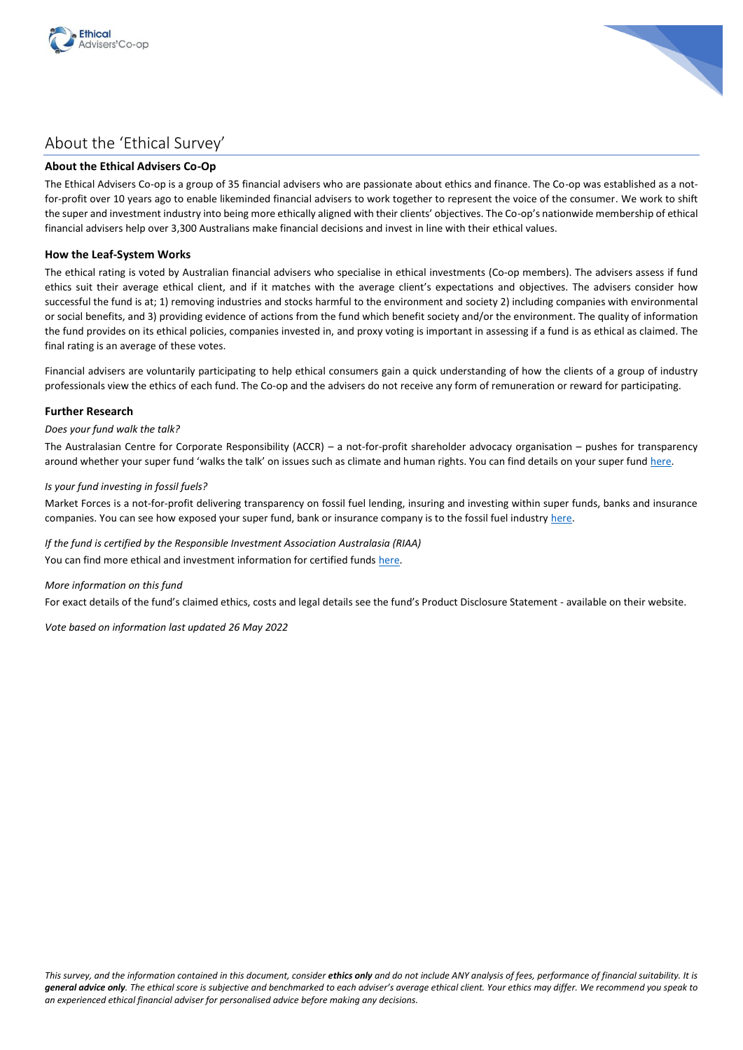# About the 'Ethical Survey'

### About the Ethical Advisers Co-Op

The Ethical Advisers Co-op is a group of 35 financial advisers who are passionate about ethics and finance. The Co-op was established as a not-for-profit over 10 years ago to enable likeminded financial advisers to work together to represent the voice of the consumer. We work to shift the super and investment industry into being more ethically aligned with their clients' objectives. The Co-op's nationwide membership of ethical financial advisers help over 3,300 Australians make financial decisions and invest in line with their ethical values.

### How the Leaf-System Works

The ethical rating is voted by Australian financial advisers who specialise in ethical investments (Co-op members). The advisers assess if fund ethics suit their average ethical client, and if it matches with the average client's expectations and objectives. The advisers consider how successful the fund is at; 1) removing industries and stocks harmful to the environment and society 2) including companies with environmental or social benefits, and 3) providing evidence of actions from the fund which benefit society and/or the environment. The quality of information the fund provides on its ethical policies, companies invested in, and proxy voting is important in assessing if a fund is as ethical as claimed. The final rating is an average of these votes.

Financial advisers are voluntarily participating to help ethical consumers gain a quick understanding of how the clients of a group of industry professionals view the ethics of each fund. The Co-op and the advisers do not receive any form of remuneration or reward for participating.

### Further Research

*Does your fund walk the talk?*

The Australasian Centre for Corporate Responsibility (ACCR) – a not-for-profit shareholder advocacy organisation – pushes for transparency around whether your super fund 'walks the talk' on issues such as climate and human rights. You can find details on your super fund here.

*Is your fund investing in fossil fuels?*

Market Forces is a not-for-profit delivering transparency on fossil fuel lending, insuring and investing within super funds, banks and insurance companies. You can see how exposed your super fund, bank or insurance company is to the fossil fuel industry here.

*If the fund is certified by the Responsible Investment Association Australasia (RIAA)*

You can find more ethical and investment information for certified funds here.

*More information on this fund*

For exact details of the fund's claimed ethics, costs and legal details see the fund's Product Disclosure Statement - available on their website.

*Vote based on information last updated 26 May 2022*

*This survey, and the information contained in this document, consider **ethics only** and do not include ANY analysis of fees, performance of financial suitability. It is **general advice only**. The ethical score is subjective and benchmarked to each adviser's average ethical client. Your ethics may differ. We recommend you speak to an experienced ethical financial adviser for personalised advice before making any decisions.*